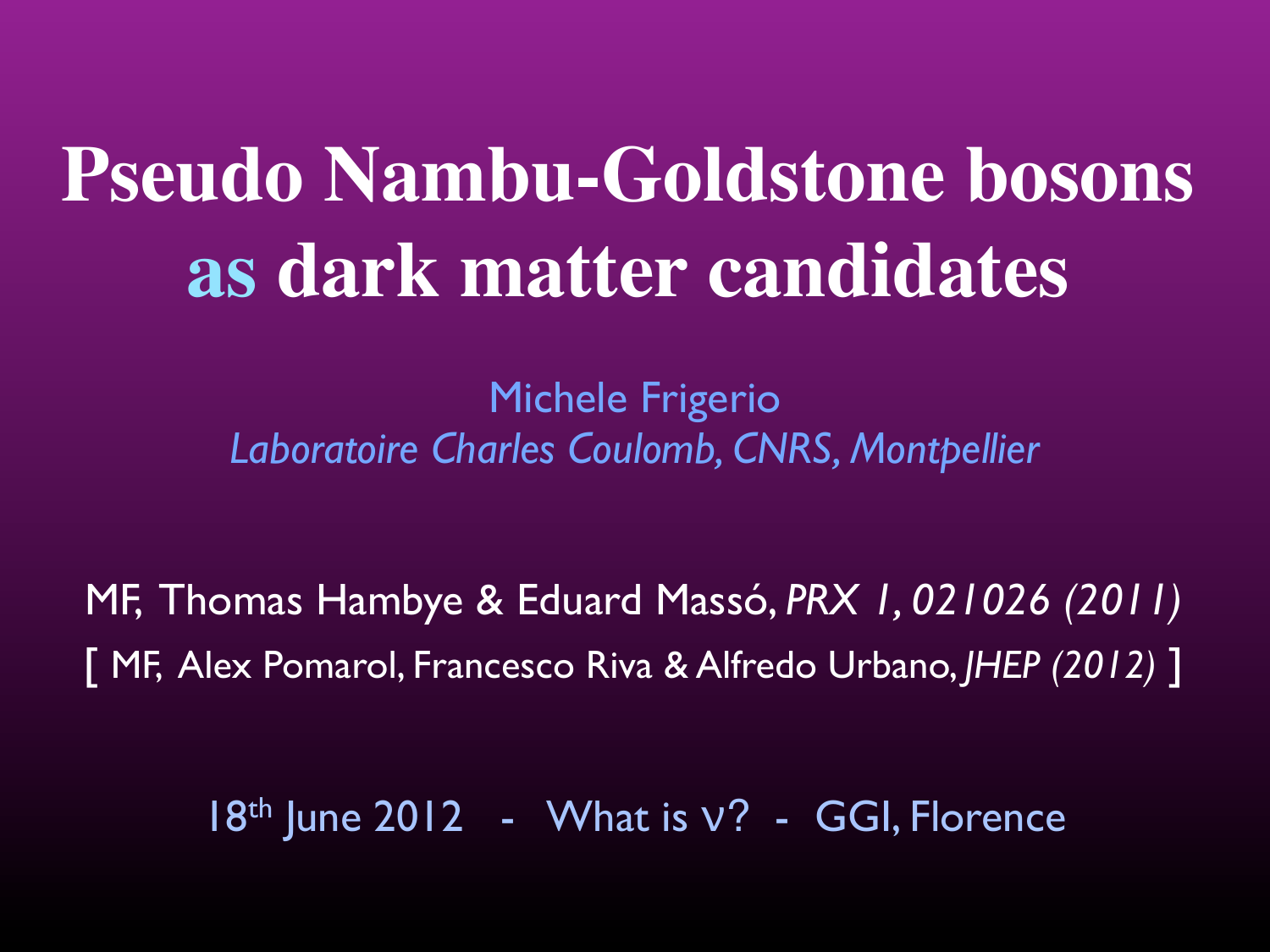# Pseudo Nambu-Goldstone bosons as dark matter candidates

Michele Frigerio

*Laboratoire Charles Coulomb, CNRS, Montpellier*

MF, Thomas Hambye & Eduard Massó, *PRX 1, 021026 (2011)*

[ MF, Alex Pomarol, Francesco Riva & Alfredo Urbano, *JHEP (2012)* ]

18th June 2012 - What is ν? - GGI, Florence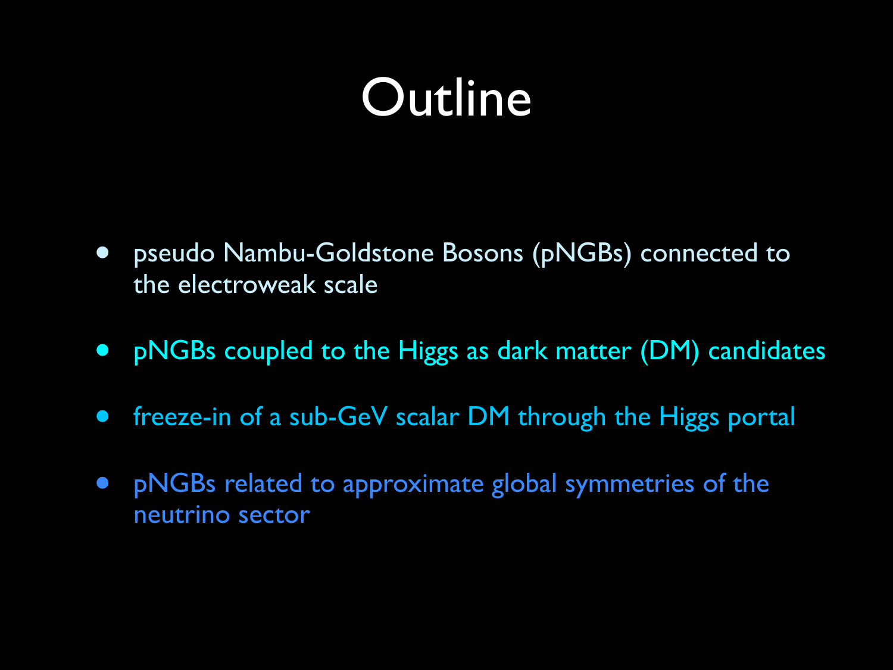# Outline

- pseudo Nambu-Goldstone Bosons (pNGBs) connected to the electroweak scale
- pNGBs coupled to the Higgs as dark matter (DM) candidates
- freeze-in of a sub-GeV scalar DM through the Higgs portal
- pNGBs related to approximate global symmetries of the neutrino sector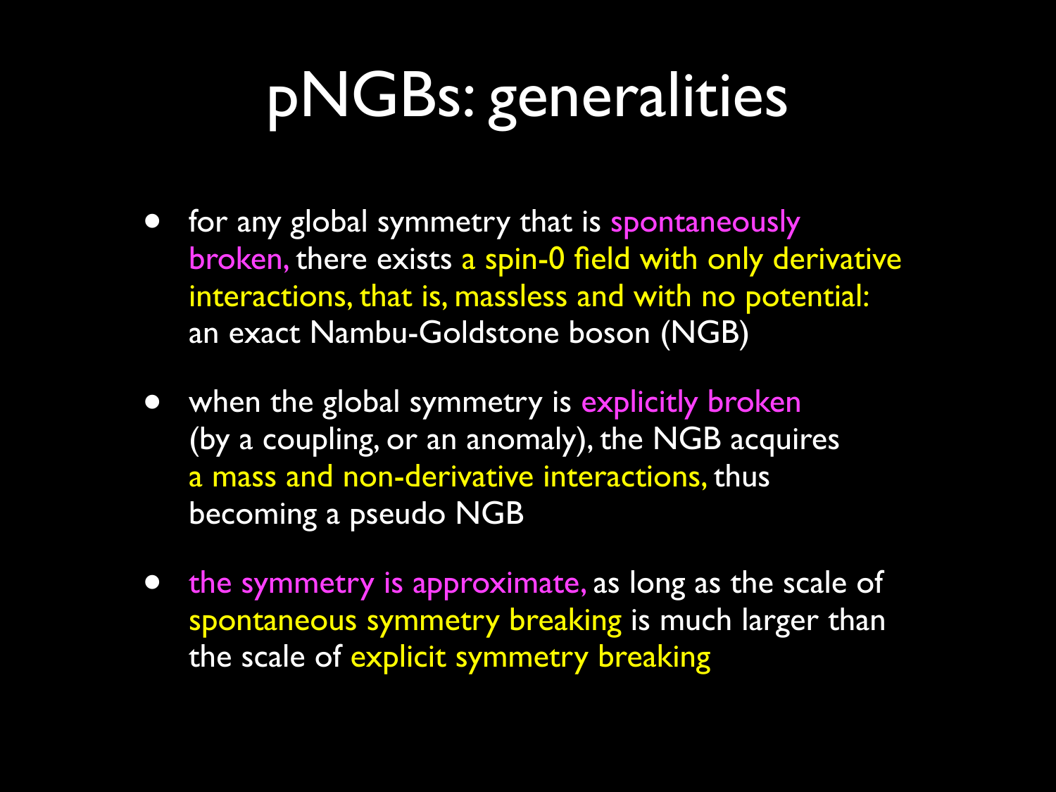# pNGBs: generalities

- for any global symmetry that is spontaneously broken, there exists a spin-0 field with only derivative interactions, that is, massless and with no potential: an exact Nambu-Goldstone boson (NGB)
- when the global symmetry is explicitly broken (by a coupling, or an anomaly), the NGB acquires a mass and non-derivative interactions, thus becoming a pseudo NGB
- the symmetry is approximate, as long as the scale of spontaneous symmetry breaking is much larger than the scale of explicit symmetry breaking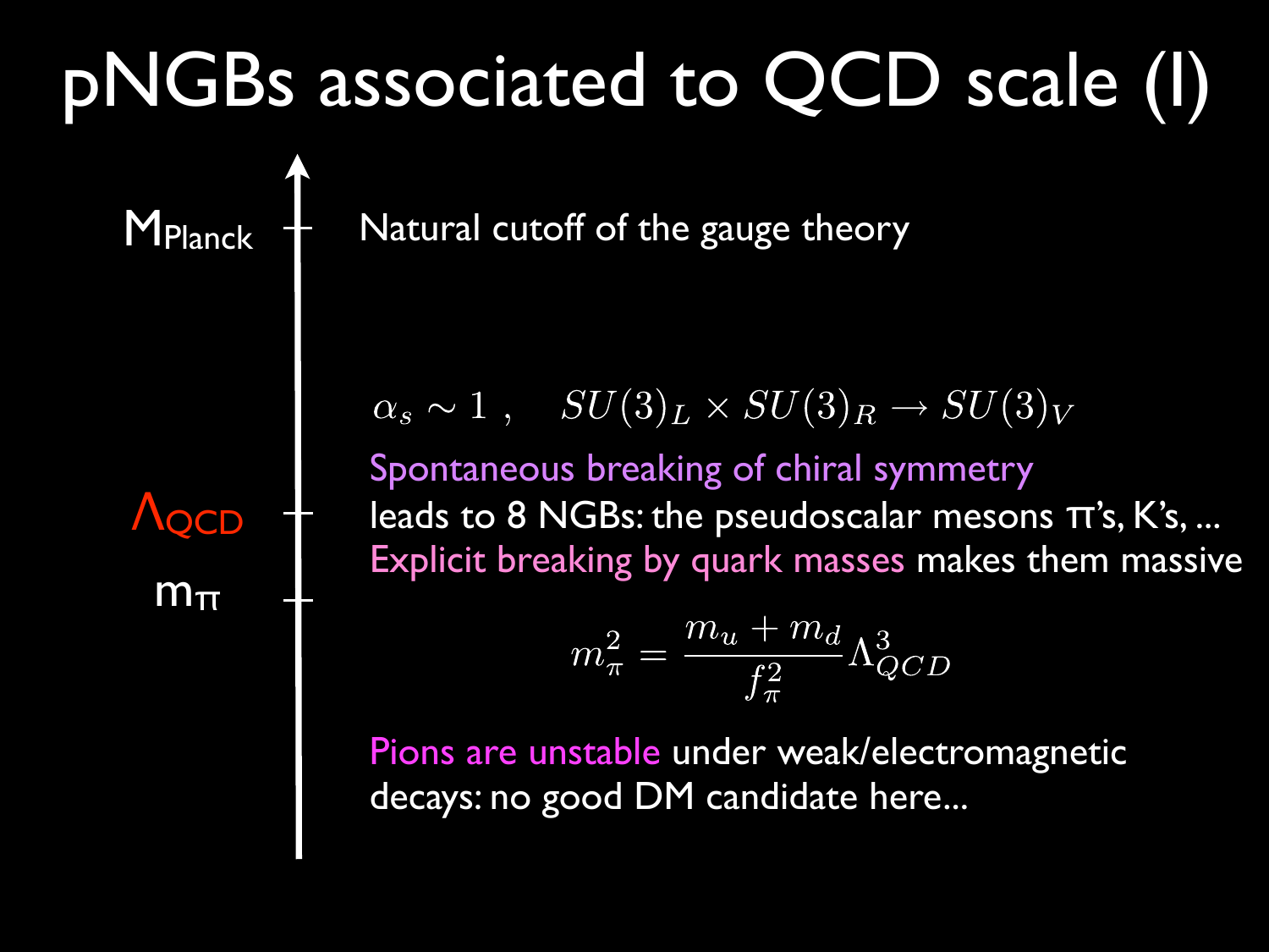# pNGBs associated to QCD scale (I)

$M_{Planck}$ — Natural cutoff of the gauge theory

$\Lambda_{QCD}$

$m_\pi$

$\alpha_s \sim 1 \ , \quad SU(3)_L \times SU(3)_R \rightarrow SU(3)_V$

Spontaneous breaking of chiral symmetry leads to 8 NGBs: the pseudoscalar mesons π's, K's, ...

Explicit breaking by quark masses makes them massive

$$m_\pi^2 = \frac{m_u + m_d}{f_\pi^2} \Lambda_{QCD}^3$$

Pions are unstable under weak/electromagnetic decays: no good DM candidate here...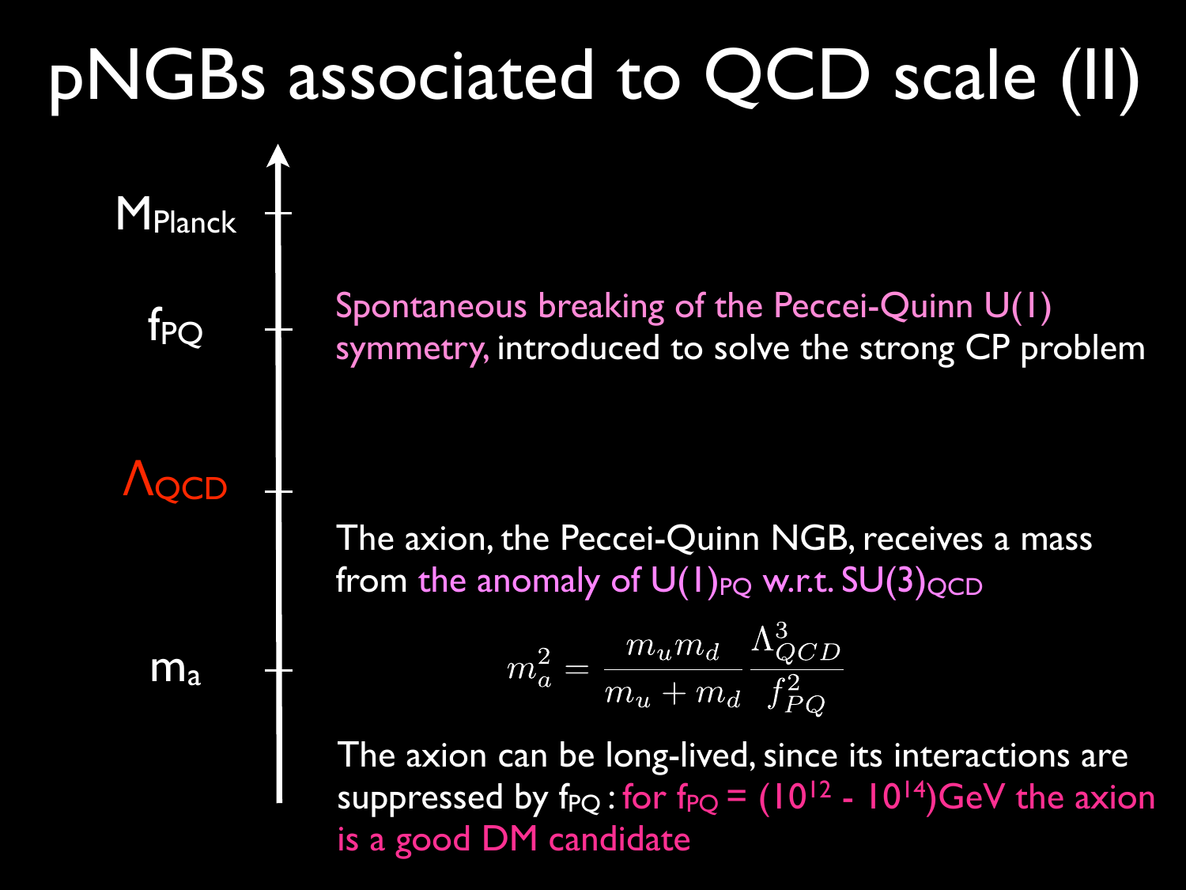# pNGBs associated to QCD scale (II)

$M_{Planck}$

$f_{PQ}$

$\Lambda_{QCD}$

$m_a$

Spontaneous breaking of the Peccei-Quinn U(1) symmetry, introduced to solve the strong CP problem

The axion, the Peccei-Quinn NGB, receives a mass from the anomaly of $U(1)_{PQ}$ w.r.t. $SU(3)_{QCD}$

$$m_a^2 = \frac{m_u m_d}{m_u + m_d} \frac{\Lambda_{QCD}^3}{f_{PQ}^2}$$

The axion can be long-lived, since its interactions are suppressed by $f_{PQ}$ : for $f_{PQ} = (10^{12} - 10^{14})$GeV the axion is a good DM candidate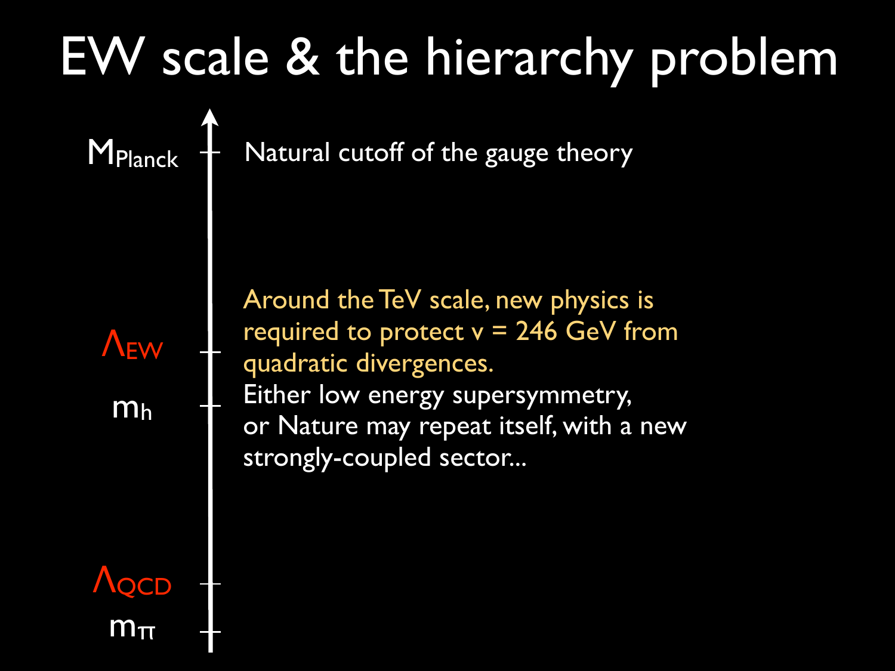# EW scale & the hierarchy problem

$M_{Planck}$ — Natural cutoff of the gauge theory

$\Lambda_{EW}$

$m_h$

Around the TeV scale, new physics is required to protect v = 246 GeV from quadratic divergences.

Either low energy supersymmetry, or Nature may repeat itself, with a new strongly-coupled sector...

$\Lambda_{QCD}$

$m_\pi$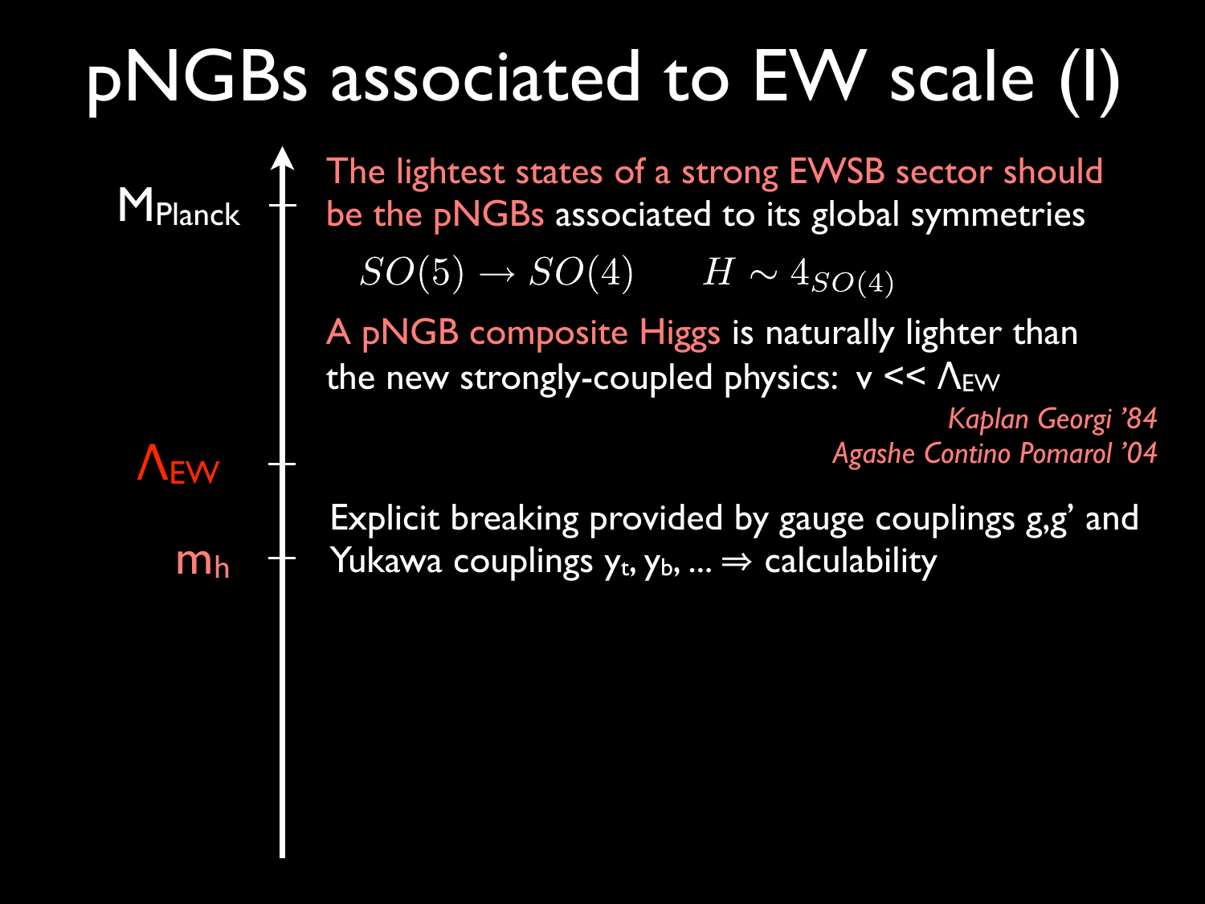# pNGBs associated to EW scale (I)

$M_{Planck}$

$\Lambda_{EW}$

$m_h$

The lightest states of a strong EWSB sector should be the pNGBs associated to its global symmetries

$$SO(5) \to SO(4) \qquad H \sim 4_{SO(4)}$$

A pNGB composite Higgs is naturally lighter than the new strongly-coupled physics: $v \ll \Lambda_{EW}$

*Kaplan Georgi '84*
*Agashe Contino Pomarol '04*

Explicit breaking provided by gauge couplings g,g' and Yukawa couplings $y_t$, $y_b$, ... ⇒ calculability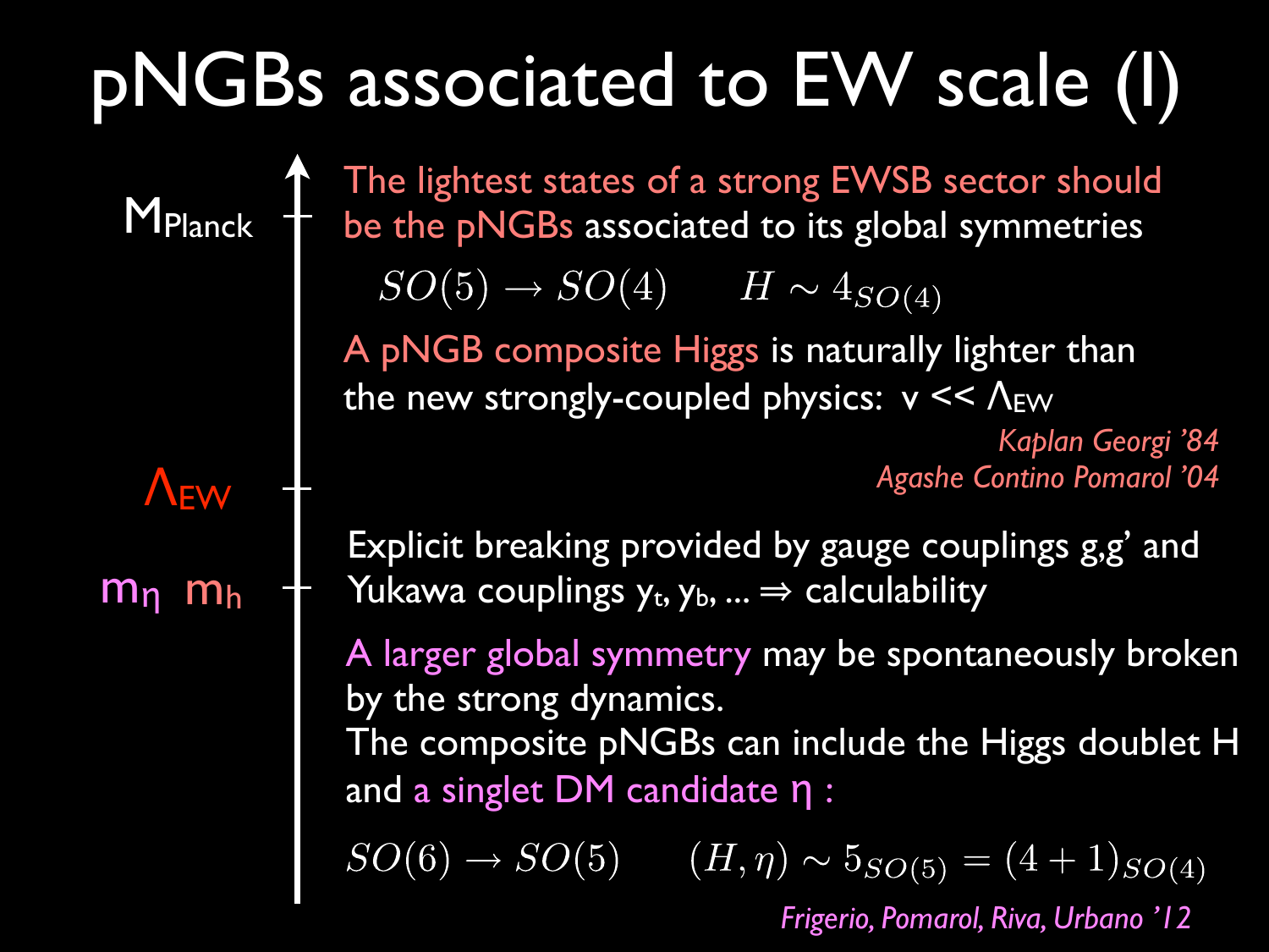# pNGBs associated to EW scale (I)

$M_{Planck}$

$\Lambda_{EW}$

$m_\eta$ $m_h$

The lightest states of a strong EWSB sector should be the pNGBs associated to its global symmetries

$$SO(5) \to SO(4) \qquad H \sim 4_{SO(4)}$$

A pNGB composite Higgs is naturally lighter than the new strongly-coupled physics: $v << \Lambda_{EW}$

*Kaplan Georgi '84*
*Agashe Contino Pomarol '04*

Explicit breaking provided by gauge couplings g,g' and Yukawa couplings $y_t$, $y_b$, ... ⇒ calculability

A larger global symmetry may be spontaneously broken by the strong dynamics.
The composite pNGBs can include the Higgs doublet H and a singlet DM candidate η :

$$SO(6) \to SO(5) \qquad (H, \eta) \sim 5_{SO(5)} = (4+1)_{SO(4)}$$

*Frigerio, Pomarol, Riva, Urbano '12*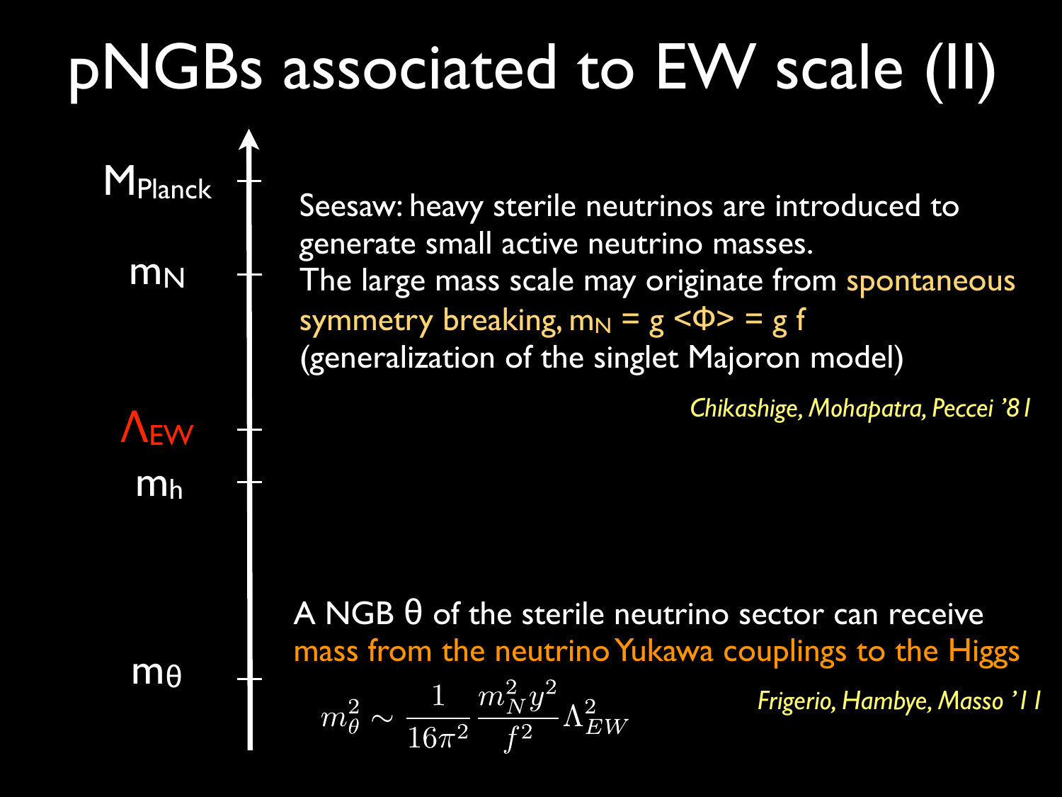# pNGBs associated to EW scale (II)

$M_{Planck}$

$m_N$

$\Lambda_{EW}$

$m_h$

$m_\theta$

Seesaw: heavy sterile neutrinos are introduced to generate small active neutrino masses.
The large mass scale may originate from spontaneous symmetry breaking, $m_N = g <\Phi> = g f$
(generalization of the singlet Majoron model)

*Chikashige, Mohapatra, Peccei '81*

A NGB $\theta$ of the sterile neutrino sector can receive mass from the neutrino Yukawa couplings to the Higgs

$$m_\theta^2 \sim \frac{1}{16\pi^2}\frac{m_N^2 y^2}{f^2}\Lambda_{EW}^2$$

*Frigerio, Hambye, Masso '11*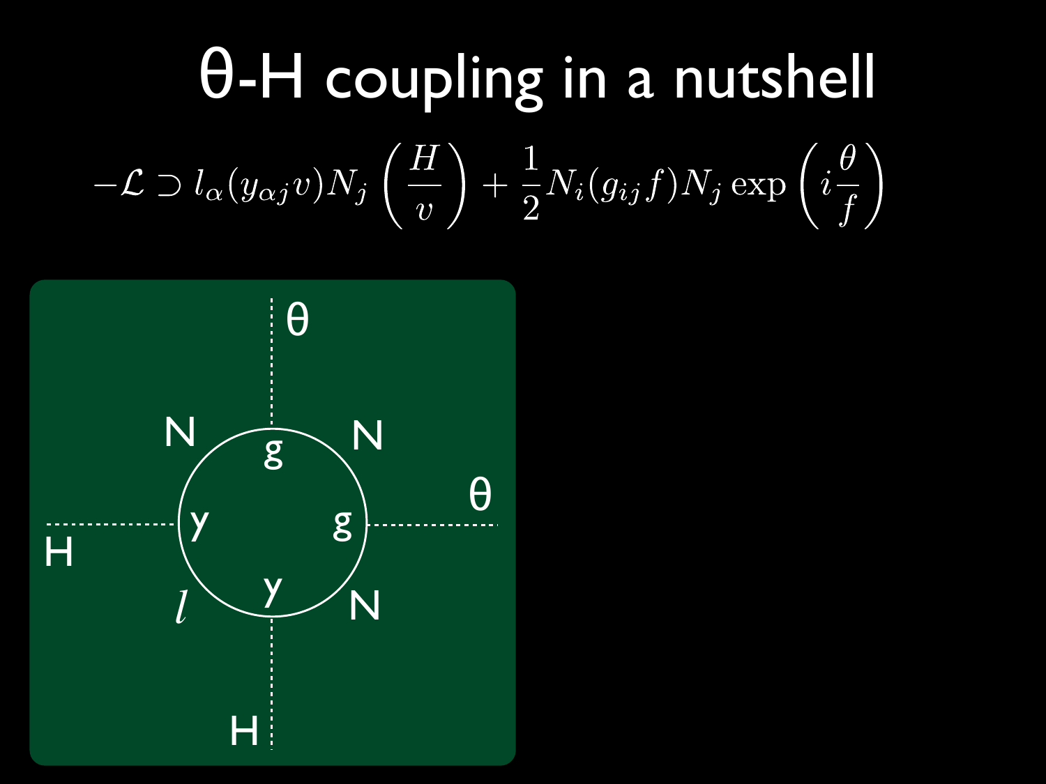# θ-H coupling in a nutshell

$$-\mathcal{L} \supset l_\alpha (y_{\alpha j} v) N_j \left(\frac{H}{v}\right) + \frac{1}{2} N_i (g_{ij} f) N_j \exp\left(i \frac{\theta}{f}\right)$$

θ

N N

g

θ

y g

H

y

$l$ N

H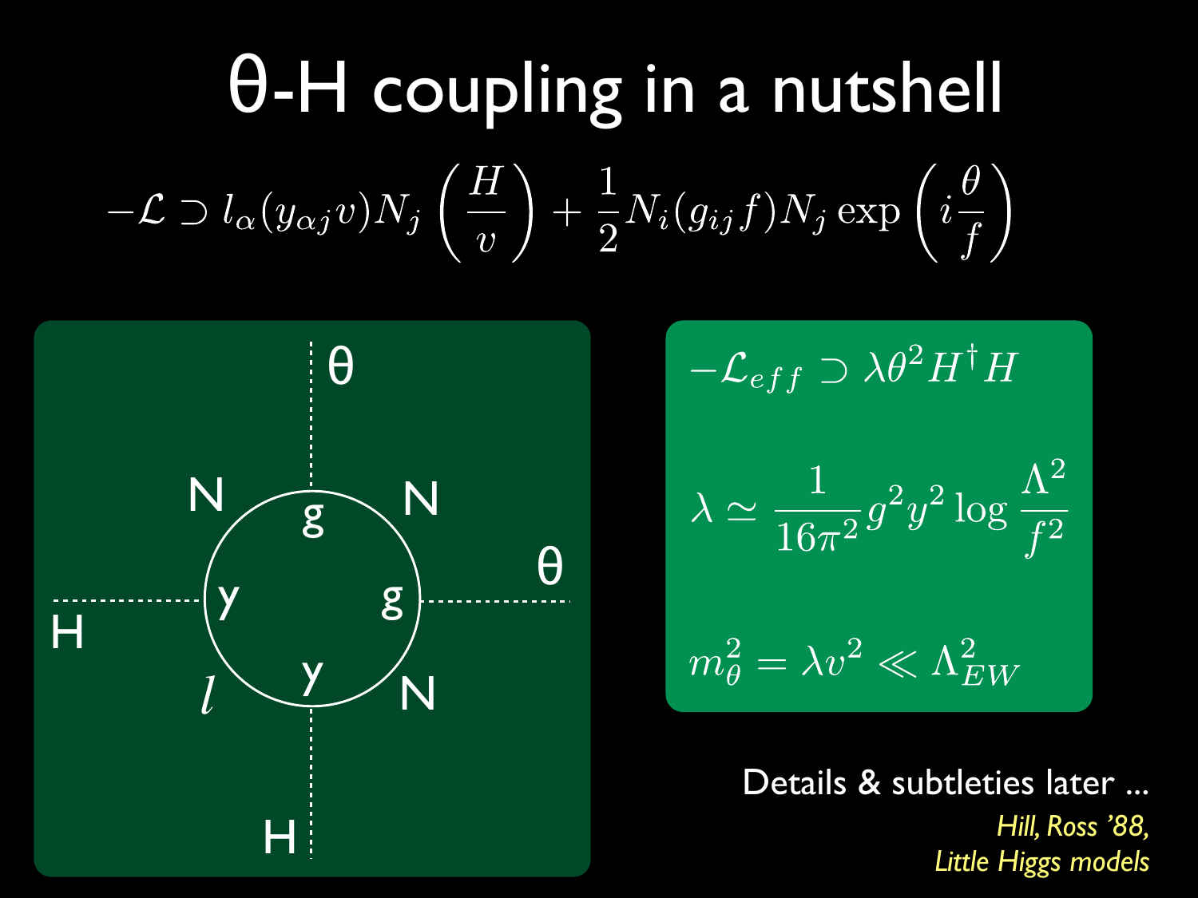# θ-H coupling in a nutshell

$$-\mathcal{L} \supset l_\alpha (y_{\alpha j} v) N_j \left(\frac{H}{v}\right) + \frac{1}{2} N_i (g_{ij} f) N_j \exp\left(i\frac{\theta}{f}\right)$$

$$-\mathcal{L}_{eff} \supset \lambda \theta^2 H^\dagger H$$

$$\lambda \simeq \frac{1}{16\pi^2} g^2 y^2 \log \frac{\Lambda^2}{f^2}$$

$$m_\theta^2 = \lambda v^2 \ll \Lambda_{EW}^2$$

Details & subtleties later ...

*Hill, Ross '88,*
*Little Higgs models*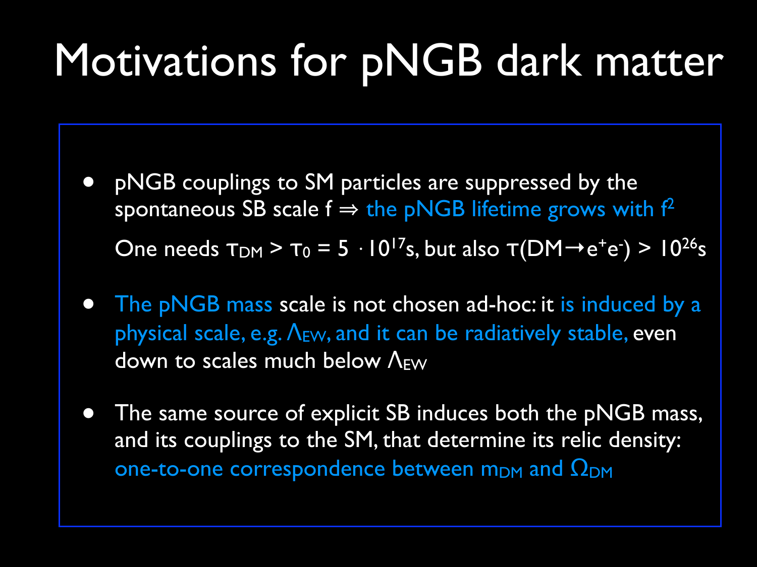# Motivations for pNGB dark matter

- pNGB couplings to SM particles are suppressed by the spontaneous SB scale f $\Rightarrow$ the pNGB lifetime grows with $f^2$

  One needs $\tau_{DM} > \tau_0 = 5 \cdot 10^{17}$s, but also $\tau(DM \to e^+e^-) > 10^{26}$s

- The pNGB mass scale is not chosen ad-hoc: it is induced by a physical scale, e.g. $\Lambda_{EW}$, and it can be radiatively stable, even down to scales much below $\Lambda_{EW}$

- The same source of explicit SB induces both the pNGB mass, and its couplings to the SM, that determine its relic density: one-to-one correspondence between $m_{DM}$ and $\Omega_{DM}$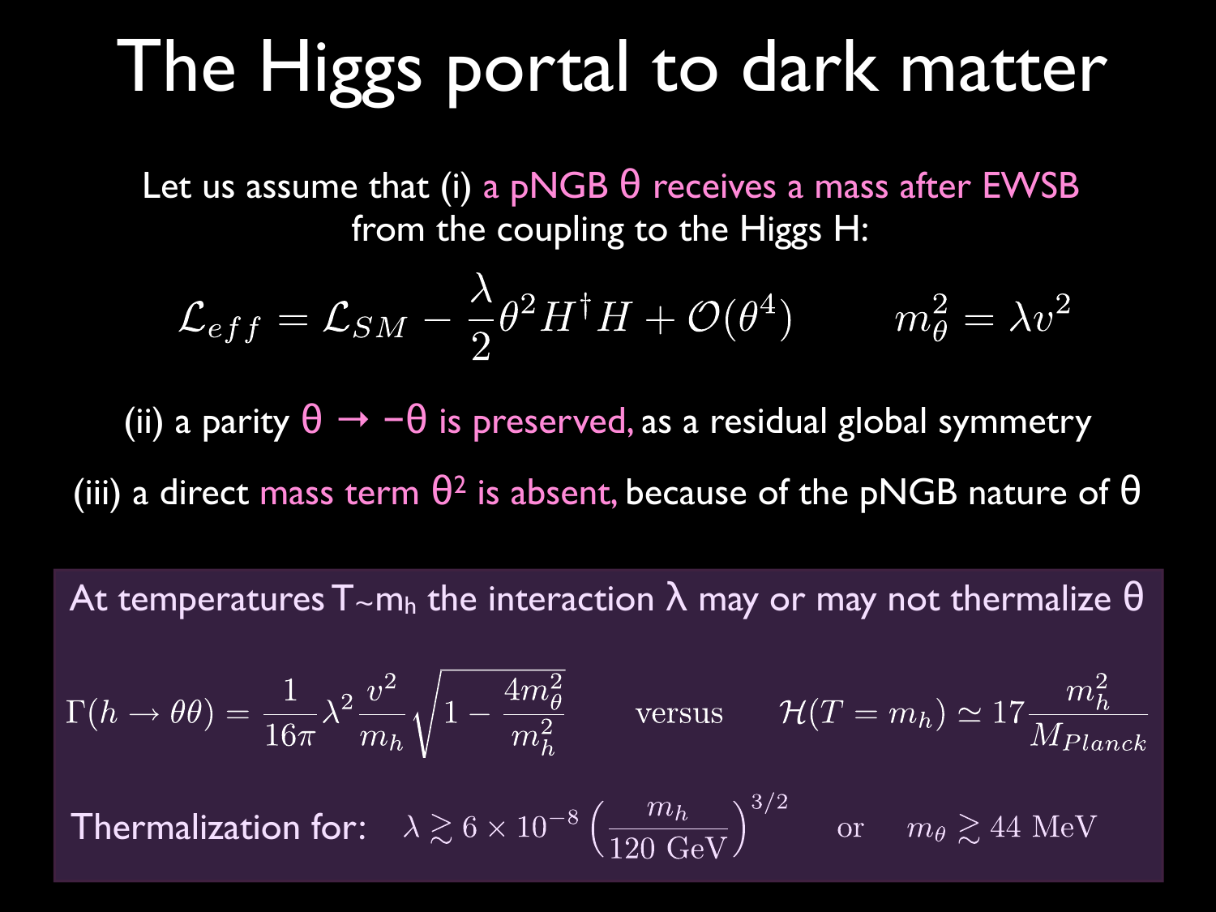# The Higgs portal to dark matter

Let us assume that (i) a pNGB $\theta$ receives a mass after EWSB from the coupling to the Higgs H:

$$\mathcal{L}_{eff} = \mathcal{L}_{SM} - \frac{\lambda}{2}\theta^2 H^\dagger H + \mathcal{O}(\theta^4) \qquad m_\theta^2 = \lambda v^2$$

(ii) a parity $\theta \to -\theta$ is preserved, as a residual global symmetry

(iii) a direct mass term $\theta^2$ is absent, because of the pNGB nature of $\theta$

At temperatures $T \sim m_h$ the interaction $\lambda$ may or may not thermalize $\theta$

$$\Gamma(h \to \theta\theta) = \frac{1}{16\pi}\lambda^2 \frac{v^2}{m_h}\sqrt{1 - \frac{4m_\theta^2}{m_h^2}} \qquad \text{versus} \qquad \mathcal{H}(T = m_h) \simeq 17\frac{m_h^2}{M_{Planck}}$$

Thermalization for: $\lambda \gtrsim 6 \times 10^{-8}\left(\frac{m_h}{120\ \mathrm{GeV}}\right)^{3/2}$ or $m_\theta \gtrsim 44\ \mathrm{MeV}$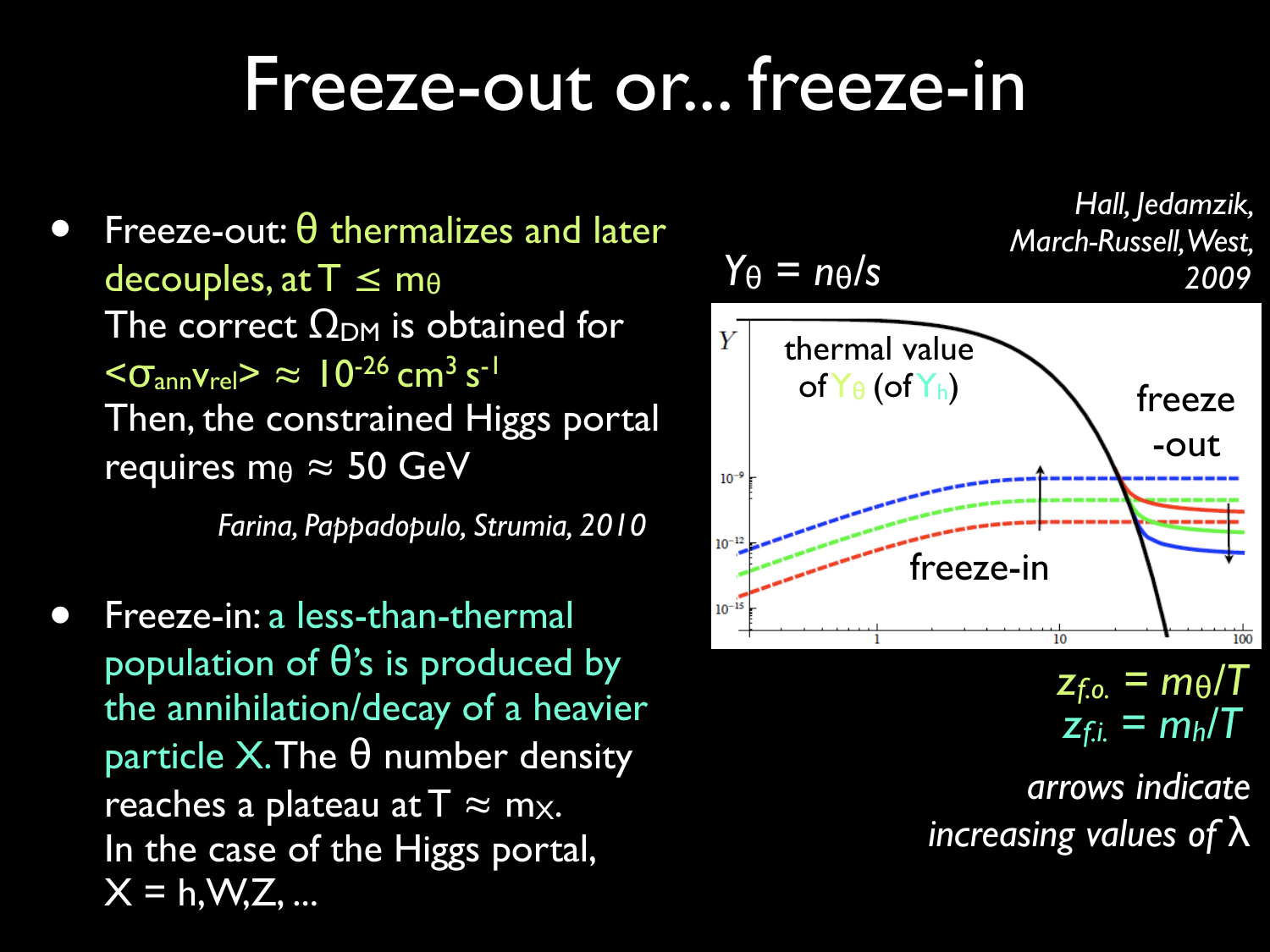# Freeze-out or... freeze-in

- Freeze-out: $\theta$ thermalizes and later decouples, at $T \lesssim m_\theta$
  The correct $\Omega_{DM}$ is obtained for $\langle \sigma_{ann} v_{rel} \rangle \approx 10^{-26}\ \mathrm{cm}^3\ \mathrm{s}^{-1}$
  Then, the constrained Higgs portal requires $m_\theta \approx 50$ GeV

  *Farina, Pappadopulo, Strumia, 2010*

- Freeze-in: a less-than-thermal population of $\theta$'s is produced by the annihilation/decay of a heavier particle X. The $\theta$ number density reaches a plateau at $T \approx m_X$.
  In the case of the Higgs portal, X = h, W, Z, ...

*Hall, Jedamzik, March-Russell, West, 2009*

$Y_\theta = n_\theta / s$

thermal value of $Y_\theta$ (of $Y_h$)

freeze-out

freeze-in

$z_{f.o.} = m_\theta / T$
$z_{f.i.} = m_h / T$

*arrows indicate increasing values of $\lambda$*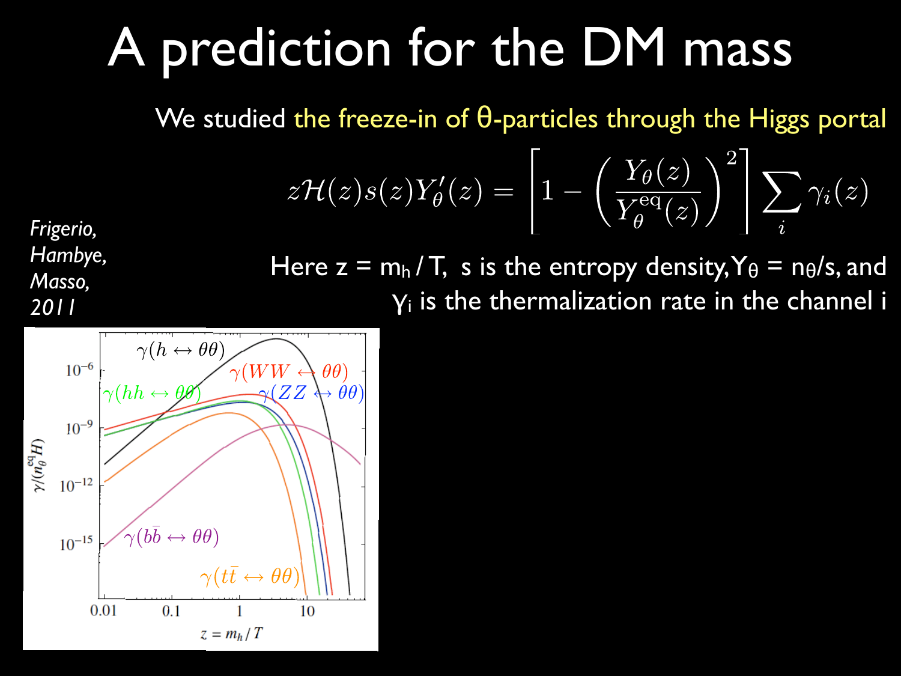# A prediction for the DM mass

We studied the freeze-in of θ-particles through the Higgs portal

$$z\mathcal{H}(z)s(z)Y'_\theta(z) = \left[1 - \left(\frac{Y_\theta(z)}{Y_\theta^{\rm eq}(z)}\right)^2\right]\sum_i \gamma_i(z)$$

Here $z = m_h / T$, $s$ is the entropy density, $Y_\theta = n_\theta/s$, and $\gamma_i$ is the thermalization rate in the channel i

*Frigerio, Hambye, Masso, 2011*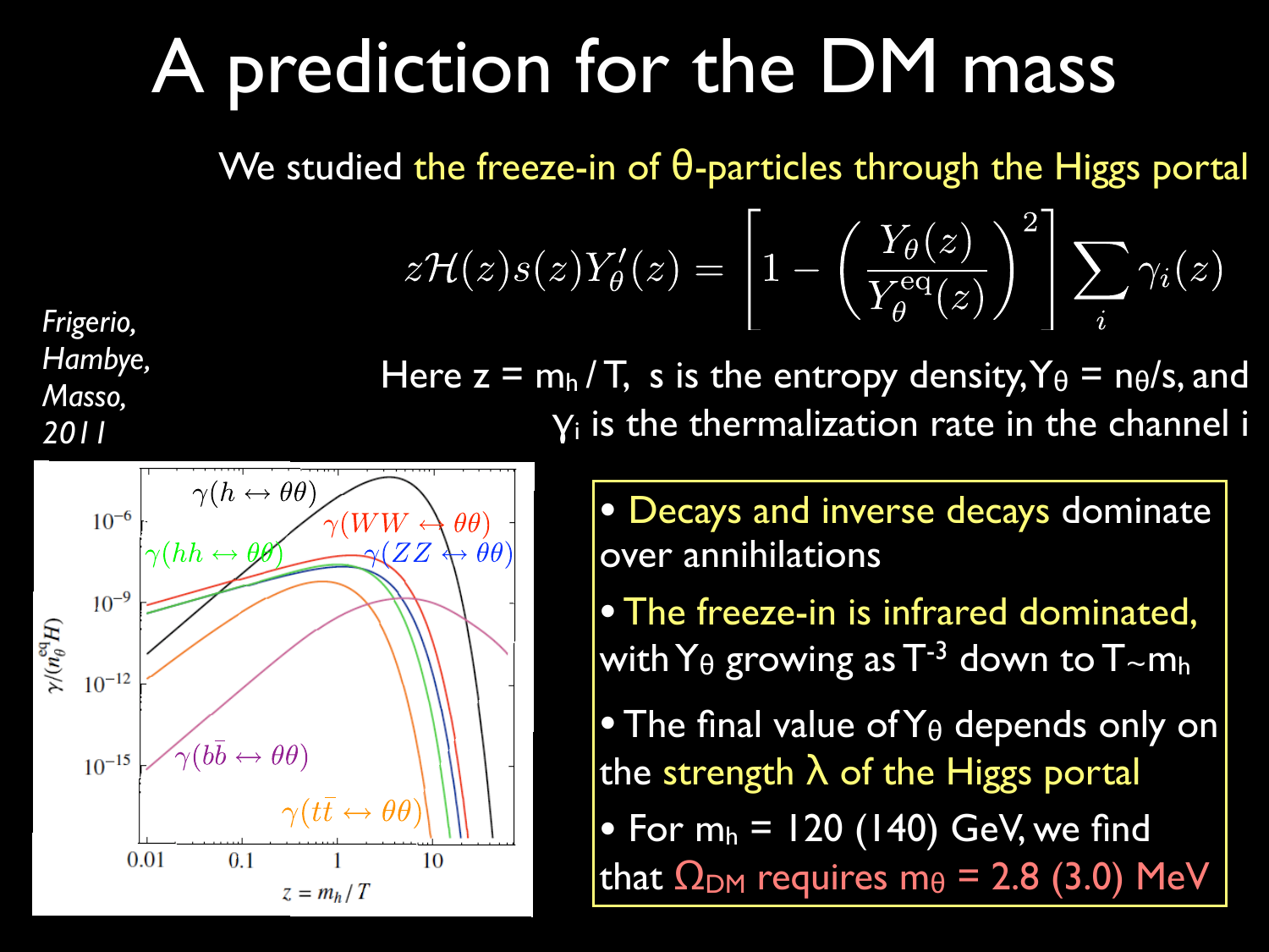# A prediction for the DM mass

We studied the freeze-in of θ-particles through the Higgs portal

$$z\mathcal{H}(z)s(z)Y'_\theta(z) = \left[1 - \left(\frac{Y_\theta(z)}{Y_\theta^{\rm eq}(z)}\right)^2\right] \sum_i \gamma_i(z)$$

*Frigerio, Hambye, Masso, 2011*

Here $z = m_h / T$, s is the entropy density, $Y_\theta = n_\theta / s$, and $\gamma_i$ is the thermalization rate in the channel i

- Decays and inverse decays dominate over annihilations
- The freeze-in is infrared dominated, with $Y_\theta$ growing as $T^{-3}$ down to $T \sim m_h$
- The final value of $Y_\theta$ depends only on the strength λ of the Higgs portal
- For $m_h$ = 120 (140) GeV, we find that $\Omega_{DM}$ requires $m_\theta$ = 2.8 (3.0) MeV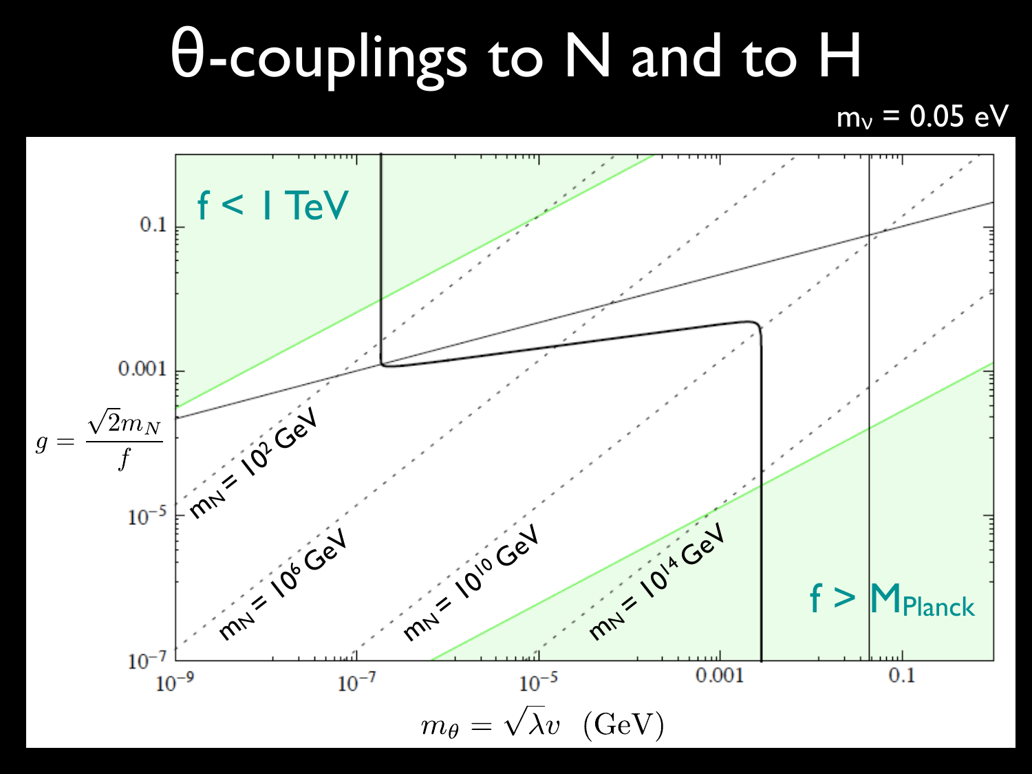# θ-couplings to N and to H

$m_\nu = 0.05$ eV

$f < 1$ TeV

$f > M_{Planck}$

$g = \frac{\sqrt{2} m_N}{f}$

$m_N = 10^2$ GeV

$m_N = 10^6$ GeV

$m_N = 10^{10}$ GeV

$m_N = 10^{14}$ GeV

$m_\theta = \sqrt{\lambda} v$ (GeV)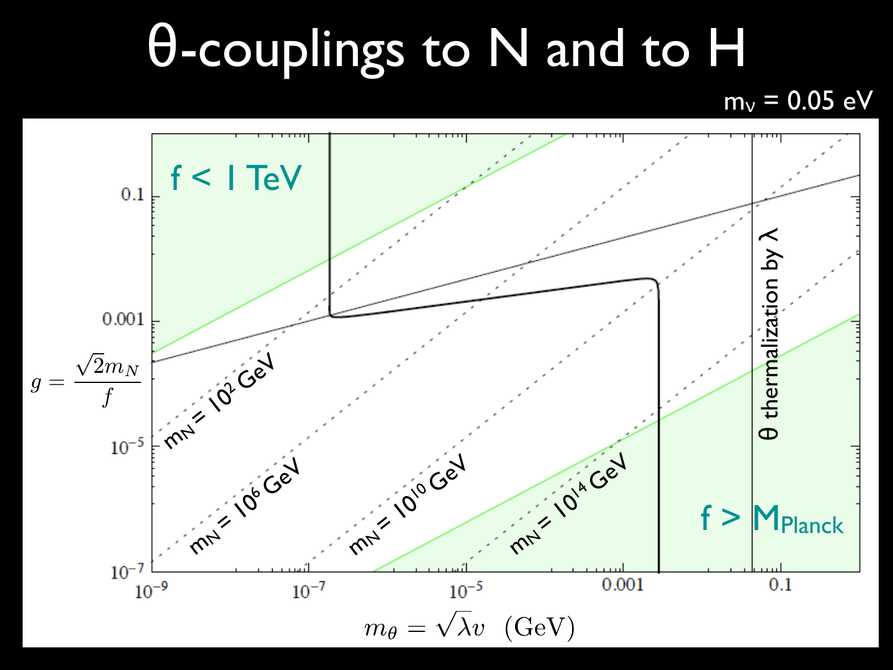# θ-couplings to N and to H

$m_\nu$ = 0.05 eV

f < 1 TeV

f > $M_{Planck}$

θ thermalization by λ

$m_N = 10^2$ GeV

$m_N = 10^6$ GeV

$m_N = 10^{10}$ GeV

$m_N = 10^{14}$ GeV

$g = \frac{\sqrt{2} m_N}{f}$

$m_\theta = \sqrt{\lambda} v$ (GeV)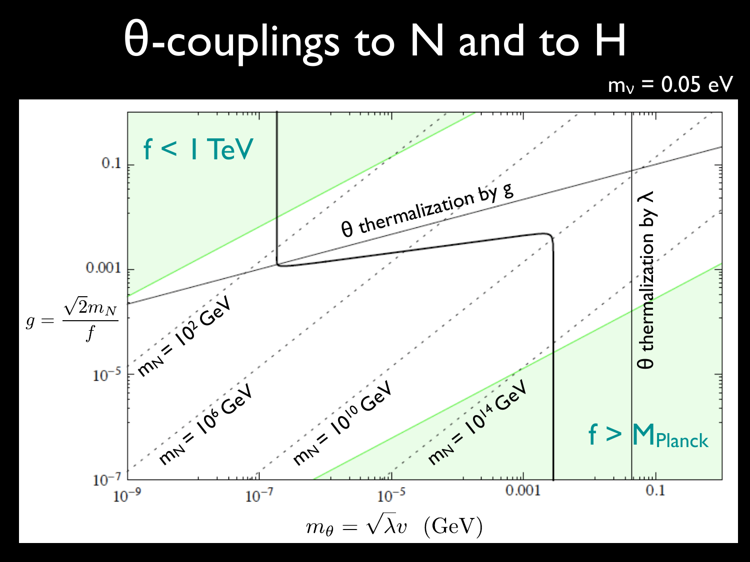# θ-couplings to N and to H

$m_\nu = 0.05$ eV

f < 1 TeV

θ thermalization by g

θ thermalization by λ

f > $M_{Planck}$

$m_N = 10^2$ GeV

$m_N = 10^6$ GeV

$m_N = 10^{10}$ GeV

$m_N = 10^{14}$ GeV

$g = \frac{\sqrt{2} m_N}{f}$

$m_\theta = \sqrt{\lambda} v$ (GeV)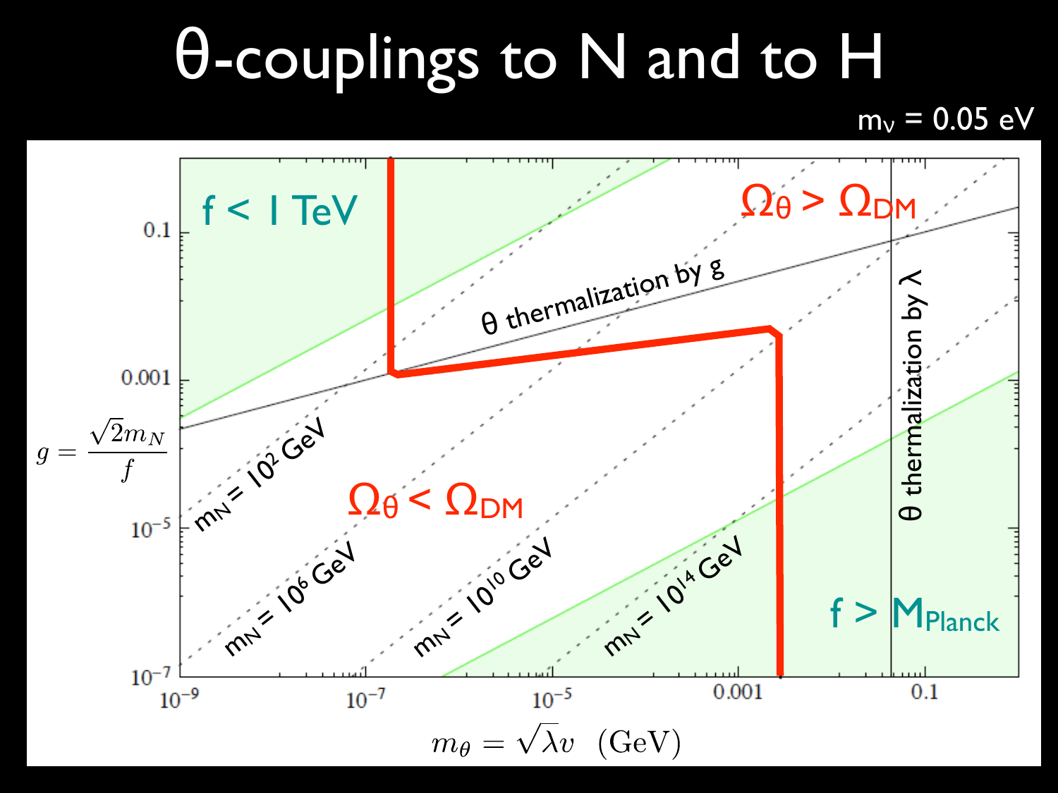# θ-couplings to N and to H

$m_\nu = 0.05$ eV

f < 1 TeV

$\Omega_\theta > \Omega_{DM}$

θ thermalization by g

θ thermalization by λ

$m_N = 10^2$ GeV

$\Omega_\theta < \Omega_{DM}$

$m_N = 10^6$ GeV

$m_N = 10^{10}$ GeV

$m_N = 10^{14}$ GeV

f > $M_{Planck}$

$g = \dfrac{\sqrt{2} m_N}{f}$

$m_\theta = \sqrt{\lambda} v$ (GeV)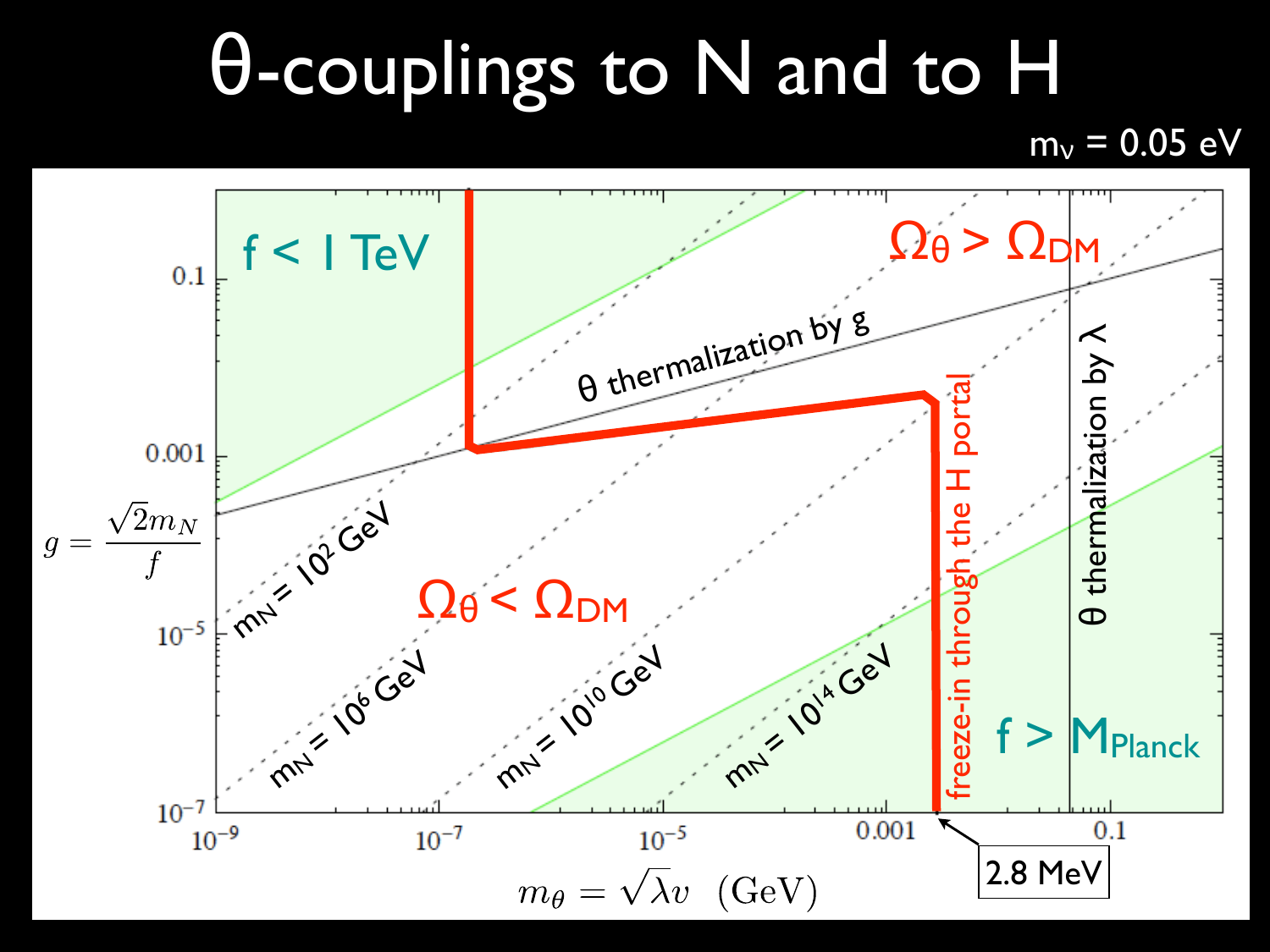# θ-couplings to N and to H

$m_\nu = 0.05$ eV

$\Omega_\theta > \Omega_{DM}$

$\Omega_\theta < \Omega_{DM}$

f < 1 TeV

f > $M_{Planck}$

θ thermalization by g

θ thermalization by λ

freeze-in through the H portal

$m_N = 10^2$ GeV

$m_N = 10^6$ GeV

$m_N = 10^{10}$ GeV

$m_N = 10^{14}$ GeV

2.8 MeV

$$g = \frac{\sqrt{2} m_N}{f}$$

$$m_\theta = \sqrt{\lambda} v \quad (\text{GeV})$$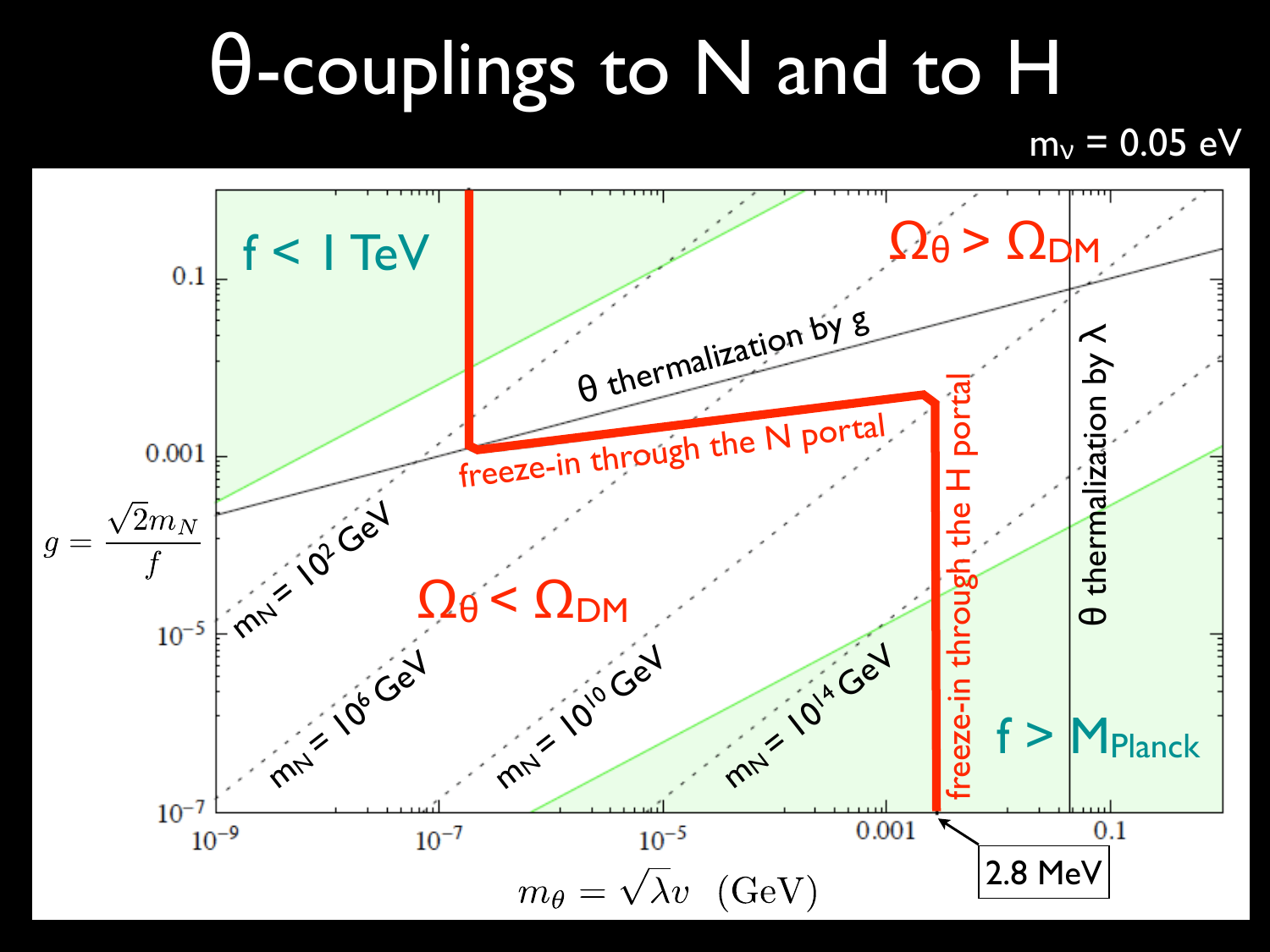# θ-couplings to N and to H

$m_\nu = 0.05$ eV

$f < 1$ TeV

$\Omega_\theta > \Omega_{DM}$

θ thermalization by g

freeze-in through the N portal

$m_N = 10^2$ GeV

$\Omega_\theta < \Omega_{DM}$

$m_N = 10^6$ GeV

$m_N = 10^{10}$ GeV

$m_N = 10^{14}$ GeV

freeze-in through the H portal

θ thermalization by λ

$f > M_{Planck}$

2.8 MeV

$g = \frac{\sqrt{2} m_N}{f}$

$m_\theta = \sqrt{\lambda} v$ (GeV)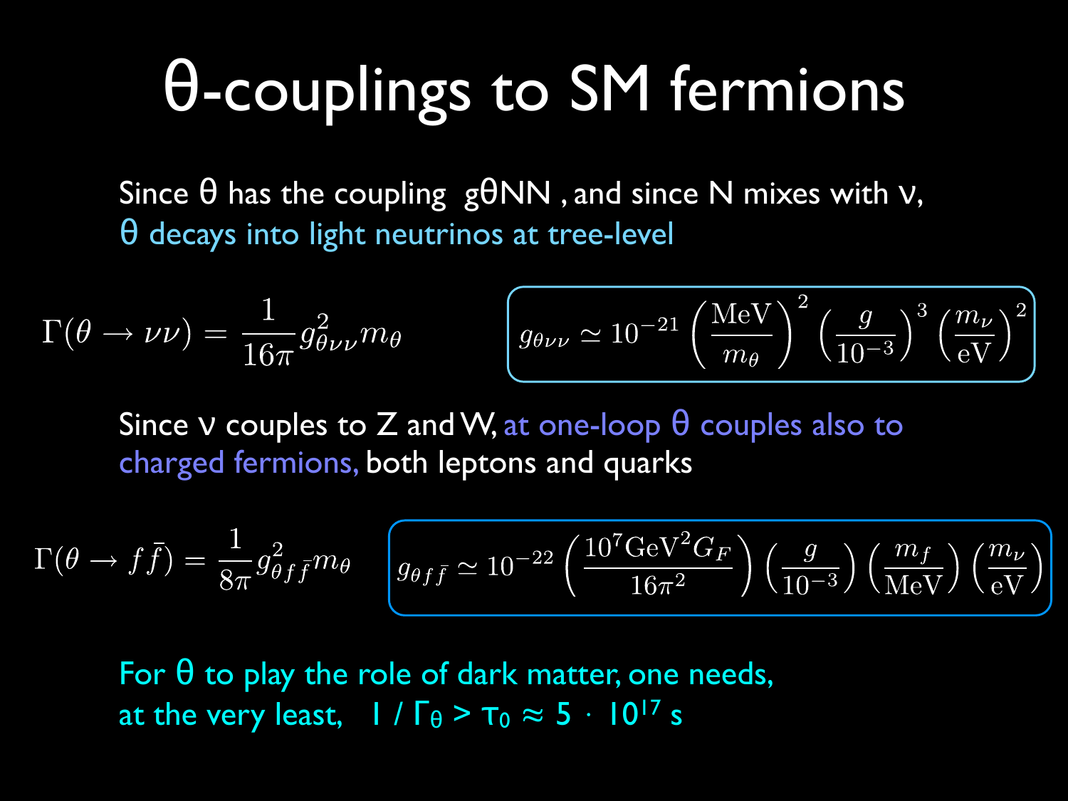# θ-couplings to SM fermions

Since θ has the coupling gθNN , and since N mixes with ν,
θ decays into light neutrinos at tree-level

$$\Gamma(\theta \to \nu\nu) = \frac{1}{16\pi} g^2_{\theta\nu\nu} m_\theta$$

$$g_{\theta\nu\nu} \simeq 10^{-21} \left(\frac{\text{MeV}}{m_\theta}\right)^2 \left(\frac{g}{10^{-3}}\right)^3 \left(\frac{m_\nu}{\text{eV}}\right)^2$$

Since ν couples to Z and W, at one-loop θ couples also to charged fermions, both leptons and quarks

$$\Gamma(\theta \to f\bar{f}) = \frac{1}{8\pi} g^2_{\theta f\bar{f}} m_\theta$$

$$g_{\theta f\bar{f}} \simeq 10^{-22} \left(\frac{10^7 \text{GeV}^2 G_F}{16\pi^2}\right) \left(\frac{g}{10^{-3}}\right) \left(\frac{m_f}{\text{MeV}}\right) \left(\frac{m_\nu}{\text{eV}}\right)$$

For θ to play the role of dark matter, one needs,
at the very least, $1 / \Gamma_\theta > \tau_0 \approx 5 \cdot 10^{17}$ s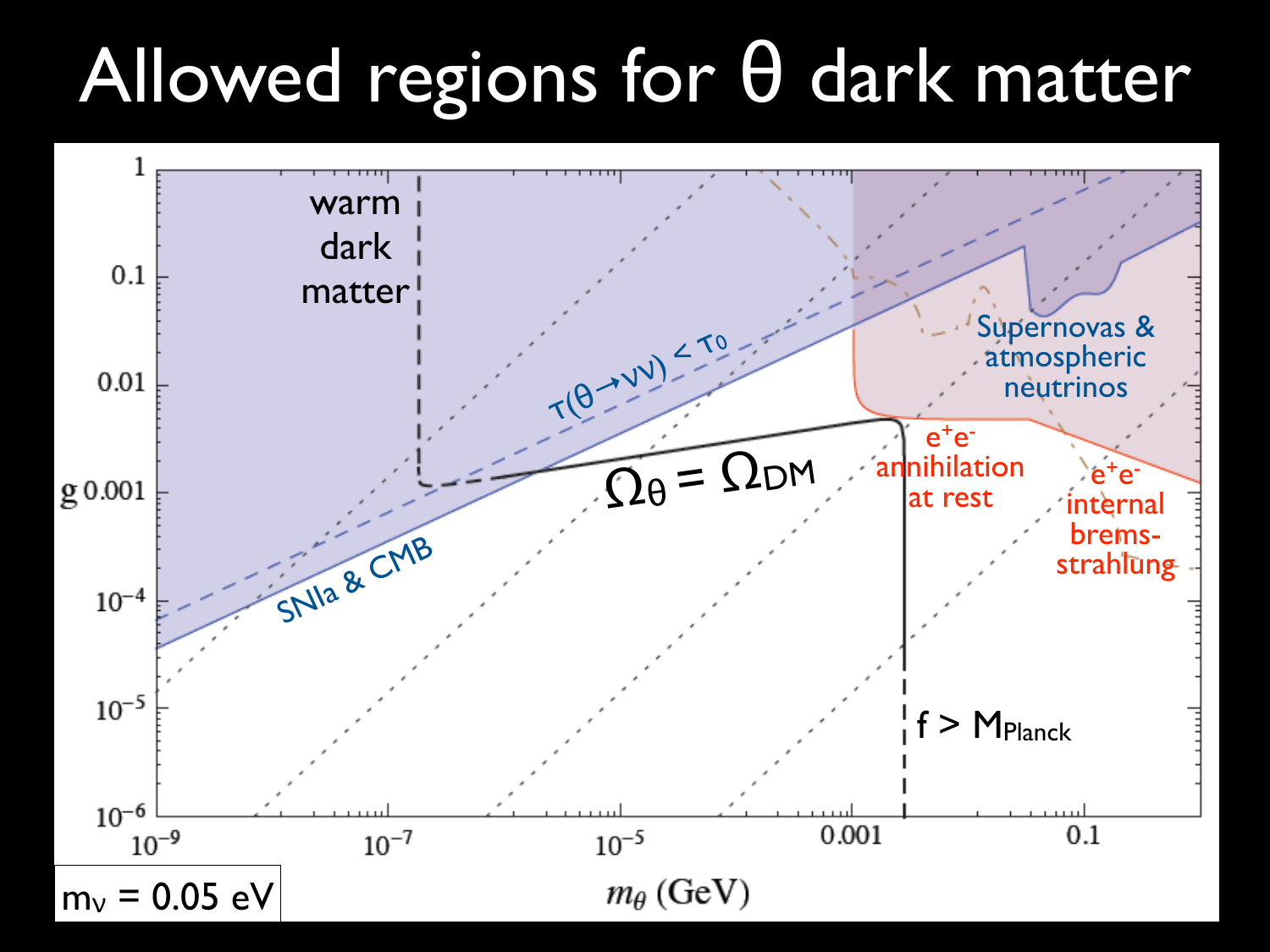# Allowed regions for θ dark matter

warm dark matter

$\tau(\theta \to \nu\nu) < \tau_0$

Supernovas & atmospheric neutrinos

$\Omega_\theta = \Omega_{DM}$

$e^+e^-$ annihilation at rest

$e^+e^-$ internal brems-strahlung

SNIa & CMB

$f > M_{Planck}$

$g$

$m_\theta$ (GeV)

$m_\nu = 0.05$ eV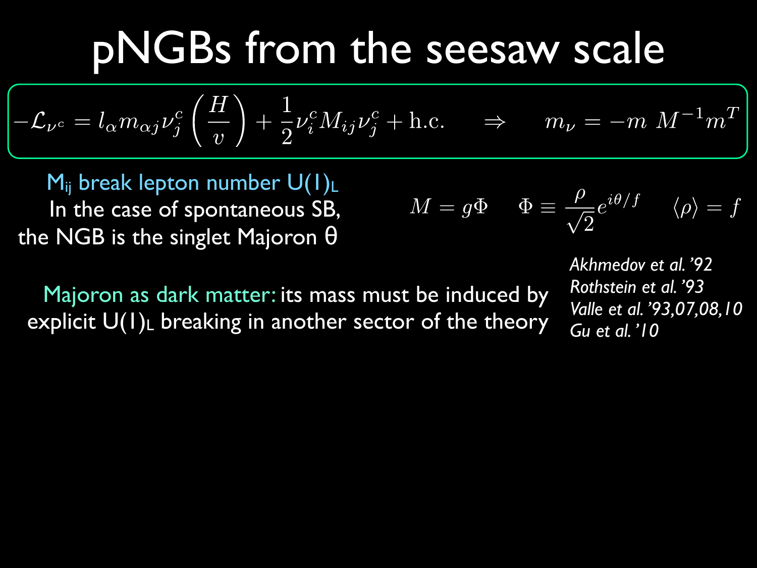# pNGBs from the seesaw scale

$$-\mathcal{L}_{\nu^c} = l_\alpha m_{\alpha j} \nu_j^c \left(\frac{H}{v}\right) + \frac{1}{2}\nu_i^c M_{ij} \nu_j^c + \text{h.c.} \quad \Rightarrow \quad m_\nu = -m \; M^{-1} m^T$$

$M_{ij}$ break lepton number $U(1)_L$

In the case of spontaneous SB, the NGB is the singlet Majoron $\theta$

$$M = g\Phi \quad \Phi \equiv \frac{\rho}{\sqrt{2}} e^{i\theta/f} \quad \langle\rho\rangle = f$$

Majoron as dark matter: its mass must be induced by explicit $U(1)_L$ breaking in another sector of the theory

*Akhmedov et al. '92*
*Rothstein et al. '93*
*Valle et al. '93,07,08,10*
*Gu et al. '10*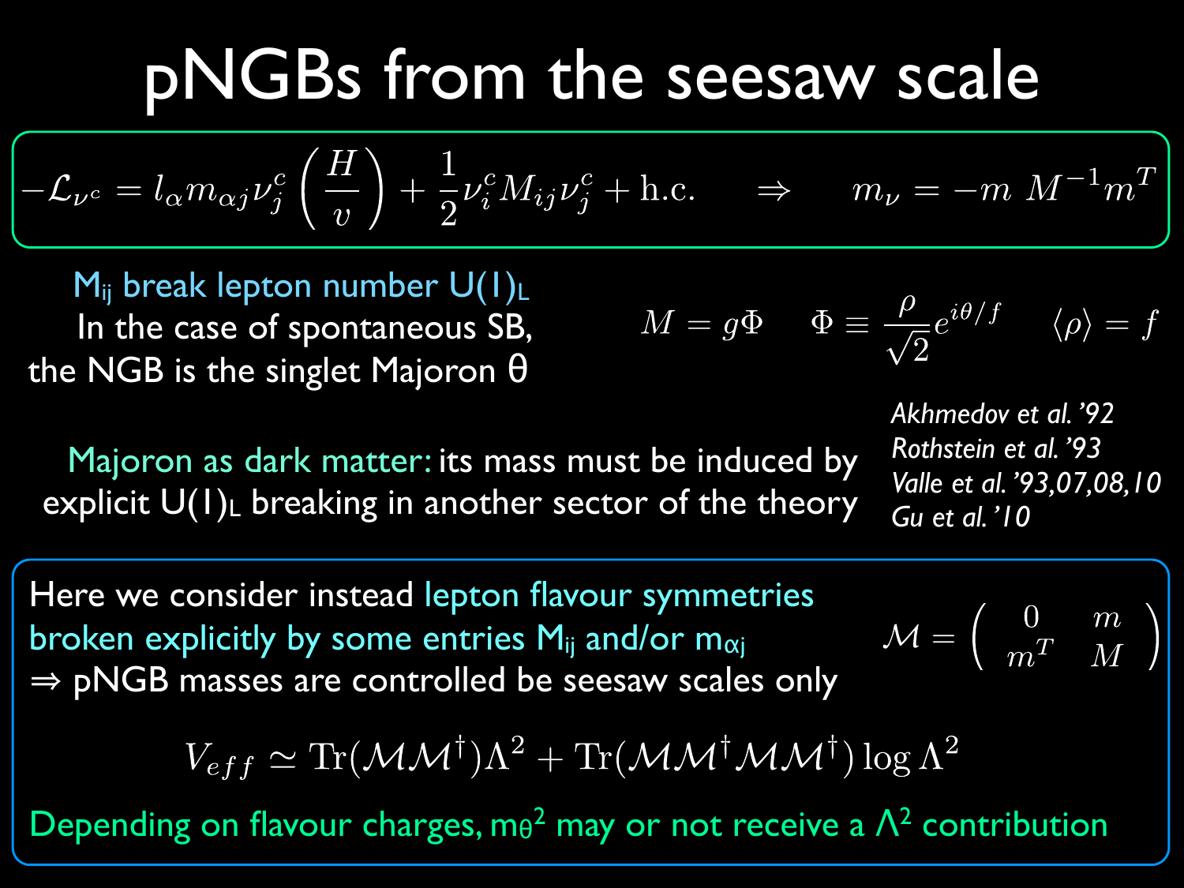# pNGBs from the seesaw scale

$$-\mathcal{L}_{\nu^c} = l_\alpha m_{\alpha j} \nu^c_j \left(\frac{H}{v}\right) + \frac{1}{2}\nu^c_i M_{ij} \nu^c_j + \text{h.c.} \quad \Rightarrow \quad m_\nu = -m \; M^{-1} m^T$$

$M_{ij}$ break lepton number $U(1)_L$

In the case of spontaneous SB, the NGB is the singlet Majoron θ

$$M = g\Phi \qquad \Phi \equiv \frac{\rho}{\sqrt{2}} e^{i\theta/f} \qquad \langle\rho\rangle = f$$

Majoron as dark matter: its mass must be induced by explicit $U(1)_L$ breaking in another sector of the theory

*Akhmedov et al. '92*
*Rothstein et al. '93*
*Valle et al. '93,07,08,10*
*Gu et al. '10*

Here we consider instead lepton flavour symmetries broken explicitly by some entries $M_{ij}$ and/or $m_{\alpha j}$
⇒ pNGB masses are controlled be seesaw scales only

$$\mathcal{M} = \begin{pmatrix} 0 & m \\ m^T & M \end{pmatrix}$$

$$V_{eff} \simeq \text{Tr}(\mathcal{M}\mathcal{M}^\dagger)\Lambda^2 + \text{Tr}(\mathcal{M}\mathcal{M}^\dagger\mathcal{M}\mathcal{M}^\dagger)\log\Lambda^2$$

Depending on flavour charges, $m_\theta^2$ may or not receive a $\Lambda^2$ contribution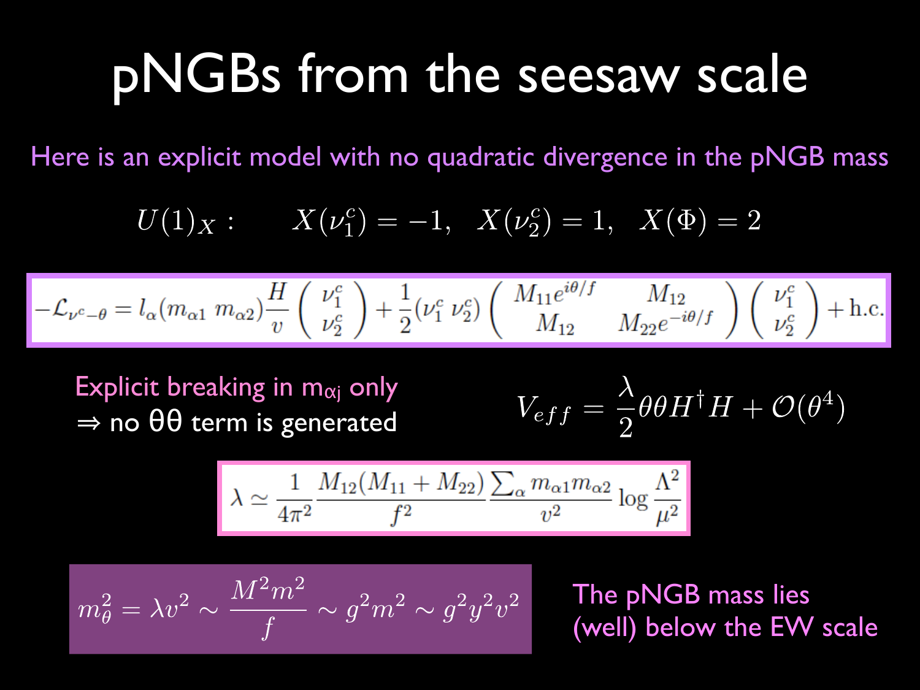# pNGBs from the seesaw scale

Here is an explicit model with no quadratic divergence in the pNGB mass

$$U(1)_X : \qquad X(\nu_1^c) = -1, \quad X(\nu_2^c) = 1, \quad X(\Phi) = 2$$

$$-\mathcal{L}_{\nu^c-\theta} = l_\alpha (m_{\alpha 1} \; m_{\alpha 2}) \frac{H}{v} \begin{pmatrix} \nu_1^c \\ \nu_2^c \end{pmatrix} + \frac{1}{2} (\nu_1^c \; \nu_2^c) \begin{pmatrix} M_{11} e^{i\theta/f} & M_{12} \\ M_{12} & M_{22} e^{-i\theta/f} \end{pmatrix} \begin{pmatrix} \nu_1^c \\ \nu_2^c \end{pmatrix} + \text{h.c.}$$

Explicit breaking in $m_{\alpha j}$ only

⇒ no $\theta\theta$ term is generated

$$V_{eff} = \frac{\lambda}{2} \theta\theta H^\dagger H + \mathcal{O}(\theta^4)$$

$$\lambda \simeq \frac{1}{4\pi^2} \frac{M_{12}(M_{11} + M_{22})}{f^2} \frac{\sum_\alpha m_{\alpha 1} m_{\alpha 2}}{v^2} \log \frac{\Lambda^2}{\mu^2}$$

$$m_\theta^2 = \lambda v^2 \sim \frac{M^2 m^2}{f} \sim g^2 m^2 \sim g^2 y^2 v^2$$

The pNGB mass lies (well) below the EW scale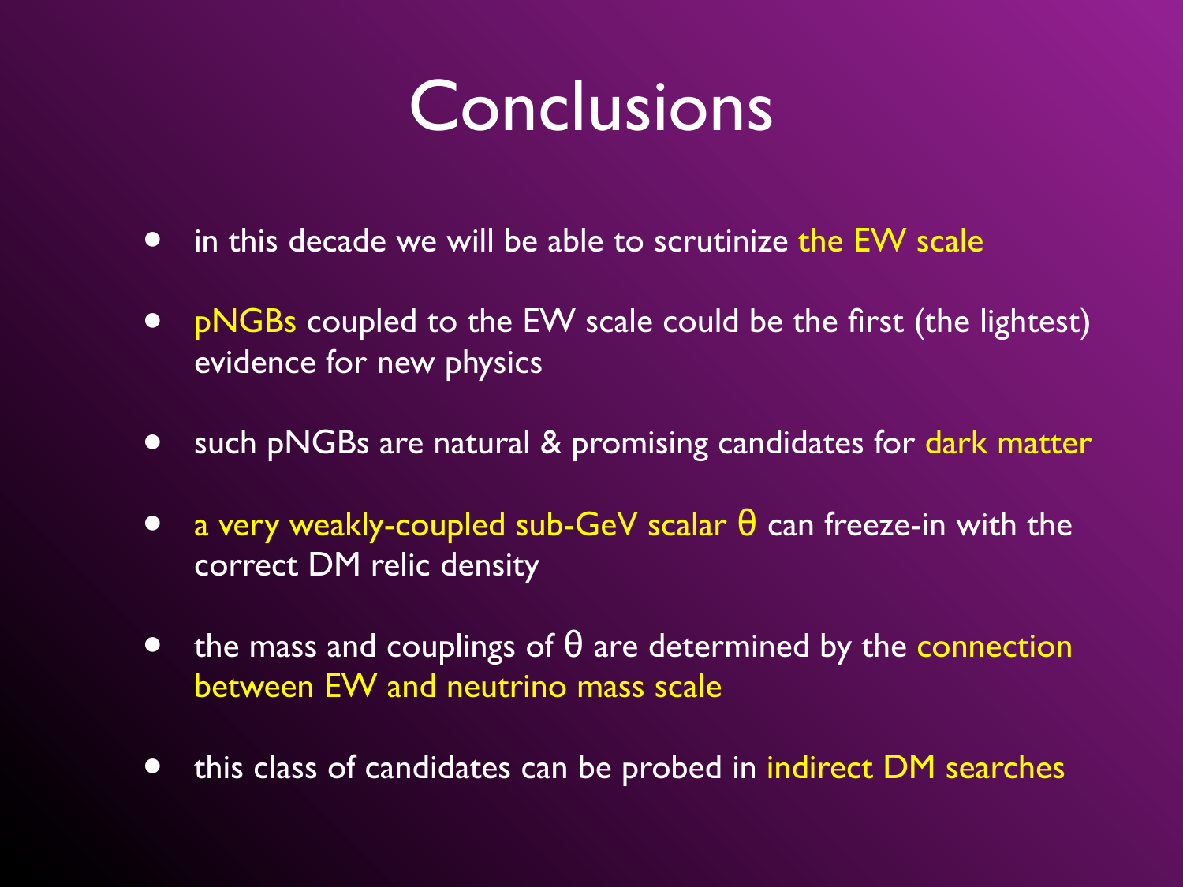# Conclusions

- in this decade we will be able to scrutinize the EW scale
- pNGBs coupled to the EW scale could be the first (the lightest) evidence for new physics
- such pNGBs are natural & promising candidates for dark matter
- a very weakly-coupled sub-GeV scalar $\theta$ can freeze-in with the correct DM relic density
- the mass and couplings of $\theta$ are determined by the connection between EW and neutrino mass scale
- this class of candidates can be probed in indirect DM searches